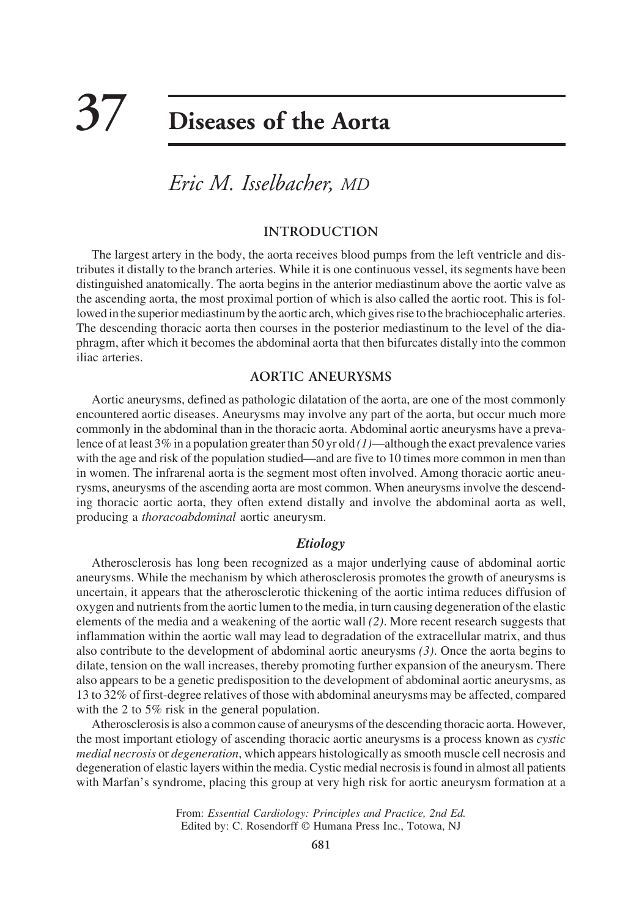# 37 Diseases of the Aorta

## *Eric M. Isselbacher, MD*

### INTRODUCTION

The largest artery in the body, the aorta receives blood pumps from the left ventricle and distributes it distally to the branch arteries. While it is one continuous vessel, its segments have been distinguished anatomically. The aorta begins in the anterior mediastinum above the aortic valve as the ascending aorta, the most proximal portion of which is also called the aortic root. This is followed in the superior mediastinum by the aortic arch, which gives rise to the brachiocephalic arteries. The descending thoracic aorta then courses in the posterior mediastinum to the level of the diaphragm, after which it becomes the abdominal aorta that then bifurcates distally into the common iliac arteries.

### AORTIC ANEURYSMS

Aortic aneurysms, defined as pathologic dilatation of the aorta, are one of the most commonly encountered aortic diseases. Aneurysms may involve any part of the aorta, but occur much more commonly in the abdominal than in the thoracic aorta. Abdominal aortic aneurysms have a prevalence of at least 3% in a population greater than 50 yr old *(1)*—although the exact prevalence varies with the age and risk of the population studied—and are five to 10 times more common in men than in women. The infrarenal aorta is the segment most often involved. Among thoracic aortic aneurysms, aneurysms of the ascending aorta are most common. When aneurysms involve the descending thoracic aortic aorta, they often extend distally and involve the abdominal aorta as well, producing a *thoracoabdominal* aortic aneurysm.

#### *Etiology*

Atherosclerosis has long been recognized as a major underlying cause of abdominal aortic aneurysms. While the mechanism by which atherosclerosis promotes the growth of aneurysms is uncertain, it appears that the atherosclerotic thickening of the aortic intima reduces diffusion of oxygen and nutrients from the aortic lumen to the media, in turn causing degeneration of the elastic elements of the media and a weakening of the aortic wall *(2)*. More recent research suggests that inflammation within the aortic wall may lead to degradation of the extracellular matrix, and thus also contribute to the development of abdominal aortic aneurysms *(3)*. Once the aorta begins to dilate, tension on the wall increases, thereby promoting further expansion of the aneurysm. There also appears to be a genetic predisposition to the development of abdominal aortic aneurysms, as 13 to 32% of first-degree relatives of those with abdominal aneurysms may be affected, compared with the 2 to 5% risk in the general population.

Atherosclerosis is also a common cause of aneurysms of the descending thoracic aorta. However, the most important etiology of ascending thoracic aortic aneurysms is a process known as *cystic medial necrosis* or *degeneration*, which appears histologically as smooth muscle cell necrosis and degeneration of elastic layers within the media. Cystic medial necrosis is found in almost all patients with Marfan's syndrome, placing this group at very high risk for aortic aneurysm formation at a

From: *Essential Cardiology: Principles and Practice, 2nd Ed.*
Edited by: C. Rosendorff © Humana Press Inc., Totowa, NJ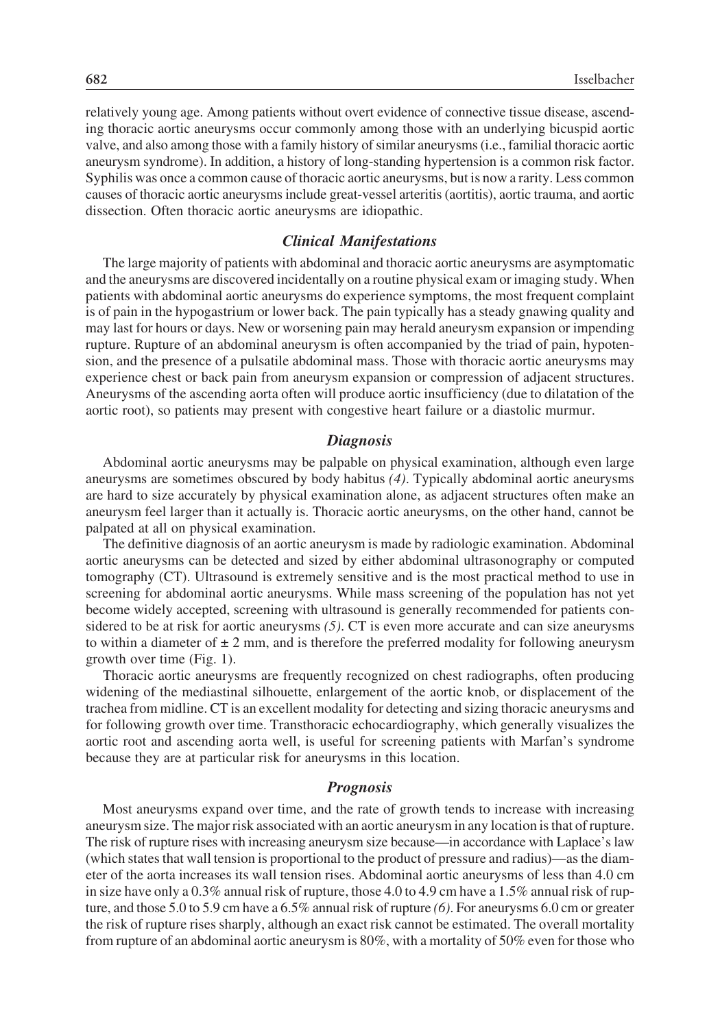relatively young age. Among patients without overt evidence of connective tissue disease, ascending thoracic aortic aneurysms occur commonly among those with an underlying bicuspid aortic valve, and also among those with a family history of similar aneurysms (i.e., familial thoracic aortic aneurysm syndrome). In addition, a history of long-standing hypertension is a common risk factor. Syphilis was once a common cause of thoracic aortic aneurysms, but is now a rarity. Less common causes of thoracic aortic aneurysms include great-vessel arteritis (aortitis), aortic trauma, and aortic dissection. Often thoracic aortic aneurysms are idiopathic.

### *Clinical Manifestations*

The large majority of patients with abdominal and thoracic aortic aneurysms are asymptomatic and the aneurysms are discovered incidentally on a routine physical exam or imaging study. When patients with abdominal aortic aneurysms do experience symptoms, the most frequent complaint is of pain in the hypogastrium or lower back. The pain typically has a steady gnawing quality and may last for hours or days. New or worsening pain may herald aneurysm expansion or impending rupture. Rupture of an abdominal aneurysm is often accompanied by the triad of pain, hypotension, and the presence of a pulsatile abdominal mass. Those with thoracic aortic aneurysms may experience chest or back pain from aneurysm expansion or compression of adjacent structures. Aneurysms of the ascending aorta often will produce aortic insufficiency (due to dilatation of the aortic root), so patients may present with congestive heart failure or a diastolic murmur.

### *Diagnosis*

Abdominal aortic aneurysms may be palpable on physical examination, although even large aneurysms are sometimes obscured by body habitus *(4)*. Typically abdominal aortic aneurysms are hard to size accurately by physical examination alone, as adjacent structures often make an aneurysm feel larger than it actually is. Thoracic aortic aneurysms, on the other hand, cannot be palpated at all on physical examination.

The definitive diagnosis of an aortic aneurysm is made by radiologic examination. Abdominal aortic aneurysms can be detected and sized by either abdominal ultrasonography or computed tomography (CT). Ultrasound is extremely sensitive and is the most practical method to use in screening for abdominal aortic aneurysms. While mass screening of the population has not yet become widely accepted, screening with ultrasound is generally recommended for patients considered to be at risk for aortic aneurysms *(5)*. CT is even more accurate and can size aneurysms to within a diameter of $\pm$ 2 mm, and is therefore the preferred modality for following aneurysm growth over time (Fig. 1).

Thoracic aortic aneurysms are frequently recognized on chest radiographs, often producing widening of the mediastinal silhouette, enlargement of the aortic knob, or displacement of the trachea from midline. CT is an excellent modality for detecting and sizing thoracic aneurysms and for following growth over time. Transthoracic echocardiography, which generally visualizes the aortic root and ascending aorta well, is useful for screening patients with Marfan's syndrome because they are at particular risk for aneurysms in this location.

### *Prognosis*

Most aneurysms expand over time, and the rate of growth tends to increase with increasing aneurysm size. The major risk associated with an aortic aneurysm in any location is that of rupture. The risk of rupture rises with increasing aneurysm size because—in accordance with Laplace's law (which states that wall tension is proportional to the product of pressure and radius)—as the diameter of the aorta increases its wall tension rises. Abdominal aortic aneurysms of less than 4.0 cm in size have only a 0.3% annual risk of rupture, those 4.0 to 4.9 cm have a 1.5% annual risk of rupture, and those 5.0 to 5.9 cm have a 6.5% annual risk of rupture *(6)*. For aneurysms 6.0 cm or greater the risk of rupture rises sharply, although an exact risk cannot be estimated. The overall mortality from rupture of an abdominal aortic aneurysm is 80%, with a mortality of 50% even for those who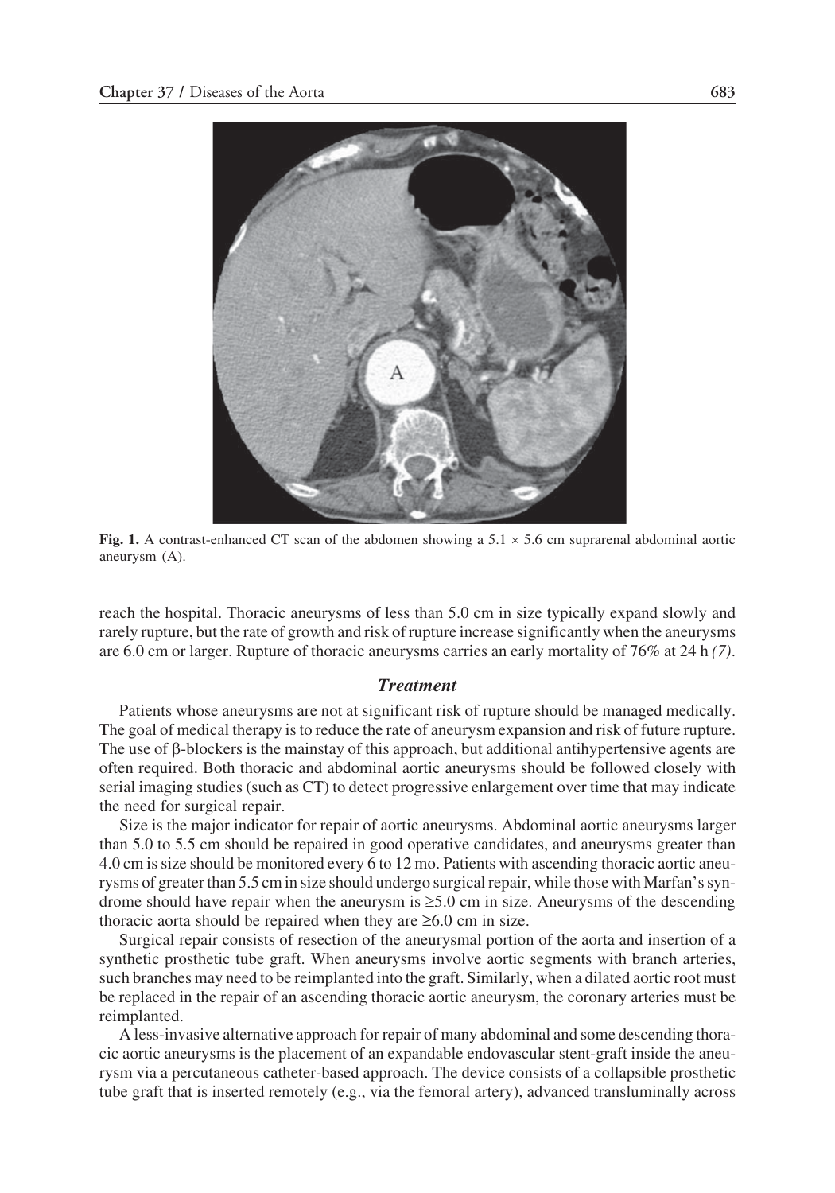Fig. 1. A contrast-enhanced CT scan of the abdomen showing a 5.1 × 5.6 cm suprarenal abdominal aortic aneurysm (A).

reach the hospital. Thoracic aneurysms of less than 5.0 cm in size typically expand slowly and rarely rupture, but the rate of growth and risk of rupture increase significantly when the aneurysms are 6.0 cm or larger. Rupture of thoracic aneurysms carries an early mortality of 76% at 24 h *(7)*.

### *Treatment*

Patients whose aneurysms are not at significant risk of rupture should be managed medically. The goal of medical therapy is to reduce the rate of aneurysm expansion and risk of future rupture. The use of β-blockers is the mainstay of this approach, but additional antihypertensive agents are often required. Both thoracic and abdominal aortic aneurysms should be followed closely with serial imaging studies (such as CT) to detect progressive enlargement over time that may indicate the need for surgical repair.

Size is the major indicator for repair of aortic aneurysms. Abdominal aortic aneurysms larger than 5.0 to 5.5 cm should be repaired in good operative candidates, and aneurysms greater than 4.0 cm is size should be monitored every 6 to 12 mo. Patients with ascending thoracic aortic aneurysms of greater than 5.5 cm in size should undergo surgical repair, while those with Marfan's syndrome should have repair when the aneurysm is ≥5.0 cm in size. Aneurysms of the descending thoracic aorta should be repaired when they are ≥6.0 cm in size.

Surgical repair consists of resection of the aneurysmal portion of the aorta and insertion of a synthetic prosthetic tube graft. When aneurysms involve aortic segments with branch arteries, such branches may need to be reimplanted into the graft. Similarly, when a dilated aortic root must be replaced in the repair of an ascending thoracic aortic aneurysm, the coronary arteries must be reimplanted.

A less-invasive alternative approach for repair of many abdominal and some descending thoracic aortic aneurysms is the placement of an expandable endovascular stent-graft inside the aneurysm via a percutaneous catheter-based approach. The device consists of a collapsible prosthetic tube graft that is inserted remotely (e.g., via the femoral artery), advanced transluminally across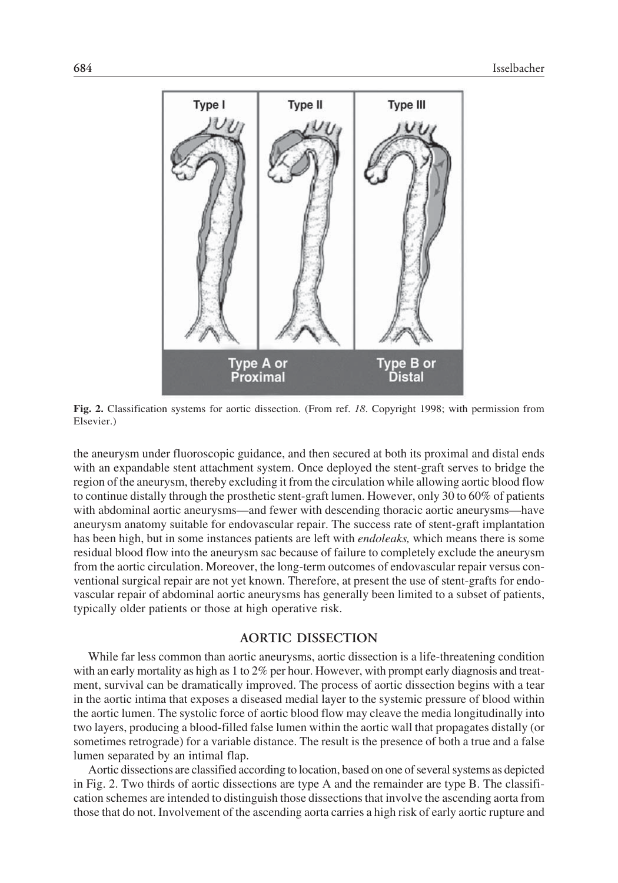Type I

Type II

Type III

Type A or Proximal

Type B or Distal

**Fig. 2.** Classification systems for aortic dissection. (From ref. *18*. Copyright 1998; with permission from Elsevier.)

the aneurysm under fluoroscopic guidance, and then secured at both its proximal and distal ends with an expandable stent attachment system. Once deployed the stent-graft serves to bridge the region of the aneurysm, thereby excluding it from the circulation while allowing aortic blood flow to continue distally through the prosthetic stent-graft lumen. However, only 30 to 60% of patients with abdominal aortic aneurysms—and fewer with descending thoracic aortic aneurysms—have aneurysm anatomy suitable for endovascular repair. The success rate of stent-graft implantation has been high, but in some instances patients are left with *endoleaks,* which means there is some residual blood flow into the aneurysm sac because of failure to completely exclude the aneurysm from the aortic circulation. Moreover, the long-term outcomes of endovascular repair versus conventional surgical repair are not yet known. Therefore, at present the use of stent-grafts for endovascular repair of abdominal aortic aneurysms has generally been limited to a subset of patients, typically older patients or those at high operative risk.

## AORTIC DISSECTION

While far less common than aortic aneurysms, aortic dissection is a life-threatening condition with an early mortality as high as 1 to 2% per hour. However, with prompt early diagnosis and treatment, survival can be dramatically improved. The process of aortic dissection begins with a tear in the aortic intima that exposes a diseased medial layer to the systemic pressure of blood within the aortic lumen. The systolic force of aortic blood flow may cleave the media longitudinally into two layers, producing a blood-filled false lumen within the aortic wall that propagates distally (or sometimes retrograde) for a variable distance. The result is the presence of both a true and a false lumen separated by an intimal flap.

Aortic dissections are classified according to location, based on one of several systems as depicted in Fig. 2. Two thirds of aortic dissections are type A and the remainder are type B. The classification schemes are intended to distinguish those dissections that involve the ascending aorta from those that do not. Involvement of the ascending aorta carries a high risk of early aortic rupture and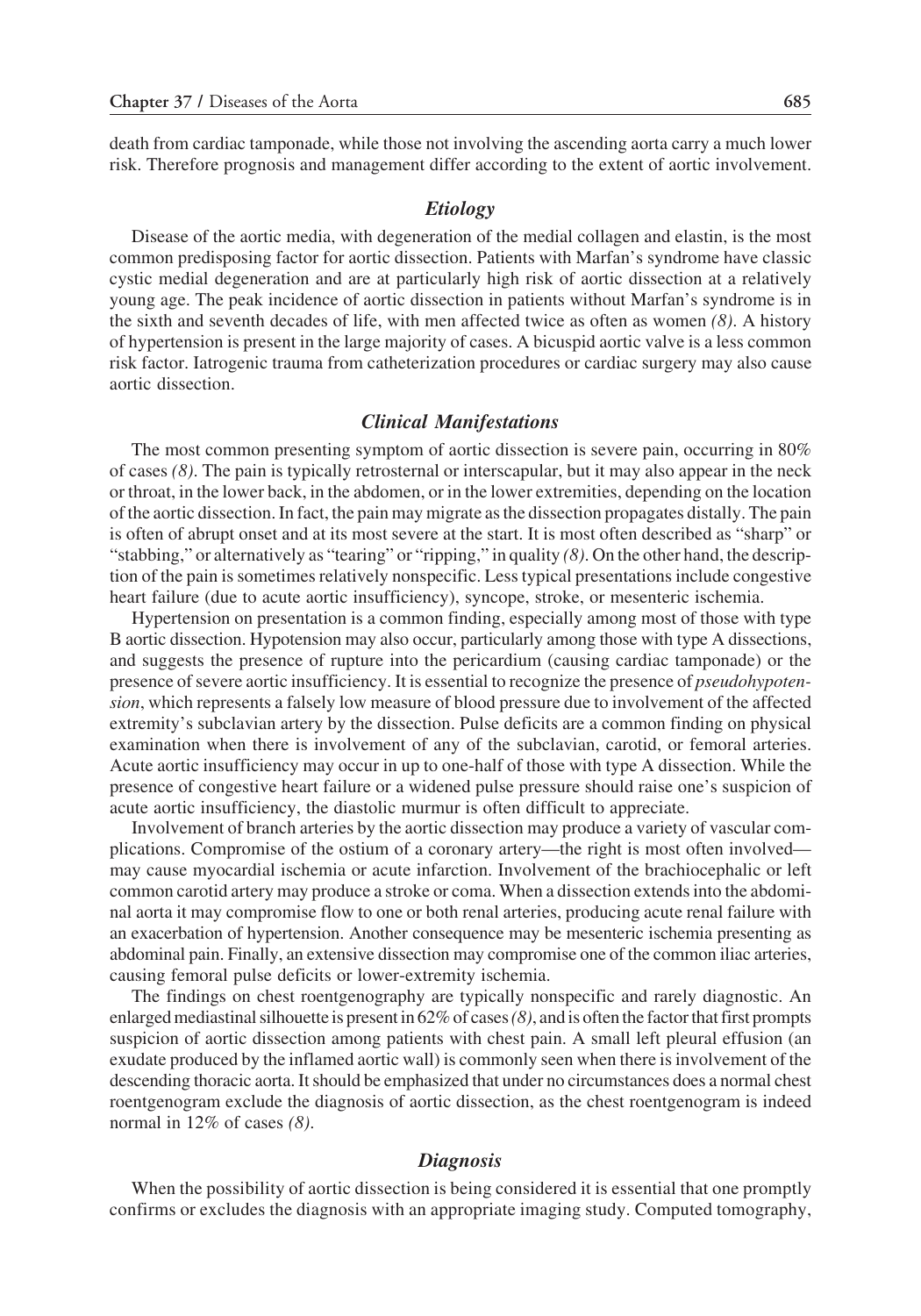death from cardiac tamponade, while those not involving the ascending aorta carry a much lower risk. Therefore prognosis and management differ according to the extent of aortic involvement.

### *Etiology*

Disease of the aortic media, with degeneration of the medial collagen and elastin, is the most common predisposing factor for aortic dissection. Patients with Marfan's syndrome have classic cystic medial degeneration and are at particularly high risk of aortic dissection at a relatively young age. The peak incidence of aortic dissection in patients without Marfan's syndrome is in the sixth and seventh decades of life, with men affected twice as often as women *(8)*. A history of hypertension is present in the large majority of cases. A bicuspid aortic valve is a less common risk factor. Iatrogenic trauma from catheterization procedures or cardiac surgery may also cause aortic dissection.

### *Clinical Manifestations*

The most common presenting symptom of aortic dissection is severe pain, occurring in 80% of cases *(8)*. The pain is typically retrosternal or interscapular, but it may also appear in the neck or throat, in the lower back, in the abdomen, or in the lower extremities, depending on the location of the aortic dissection. In fact, the pain may migrate as the dissection propagates distally. The pain is often of abrupt onset and at its most severe at the start. It is most often described as "sharp" or "stabbing," or alternatively as "tearing" or "ripping," in quality *(8)*. On the other hand, the description of the pain is sometimes relatively nonspecific. Less typical presentations include congestive heart failure (due to acute aortic insufficiency), syncope, stroke, or mesenteric ischemia.

Hypertension on presentation is a common finding, especially among most of those with type B aortic dissection. Hypotension may also occur, particularly among those with type A dissections, and suggests the presence of rupture into the pericardium (causing cardiac tamponade) or the presence of severe aortic insufficiency. It is essential to recognize the presence of *pseudohypotension*, which represents a falsely low measure of blood pressure due to involvement of the affected extremity's subclavian artery by the dissection. Pulse deficits are a common finding on physical examination when there is involvement of any of the subclavian, carotid, or femoral arteries. Acute aortic insufficiency may occur in up to one-half of those with type A dissection. While the presence of congestive heart failure or a widened pulse pressure should raise one's suspicion of acute aortic insufficiency, the diastolic murmur is often difficult to appreciate.

Involvement of branch arteries by the aortic dissection may produce a variety of vascular complications. Compromise of the ostium of a coronary artery—the right is most often involved—may cause myocardial ischemia or acute infarction. Involvement of the brachiocephalic or left common carotid artery may produce a stroke or coma. When a dissection extends into the abdominal aorta it may compromise flow to one or both renal arteries, producing acute renal failure with an exacerbation of hypertension. Another consequence may be mesenteric ischemia presenting as abdominal pain. Finally, an extensive dissection may compromise one of the common iliac arteries, causing femoral pulse deficits or lower-extremity ischemia.

The findings on chest roentgenography are typically nonspecific and rarely diagnostic. An enlarged mediastinal silhouette is present in 62% of cases *(8)*, and is often the factor that first prompts suspicion of aortic dissection among patients with chest pain. A small left pleural effusion (an exudate produced by the inflamed aortic wall) is commonly seen when there is involvement of the descending thoracic aorta. It should be emphasized that under no circumstances does a normal chest roentgenogram exclude the diagnosis of aortic dissection, as the chest roentgenogram is indeed normal in 12% of cases *(8)*.

### *Diagnosis*

When the possibility of aortic dissection is being considered it is essential that one promptly confirms or excludes the diagnosis with an appropriate imaging study. Computed tomography,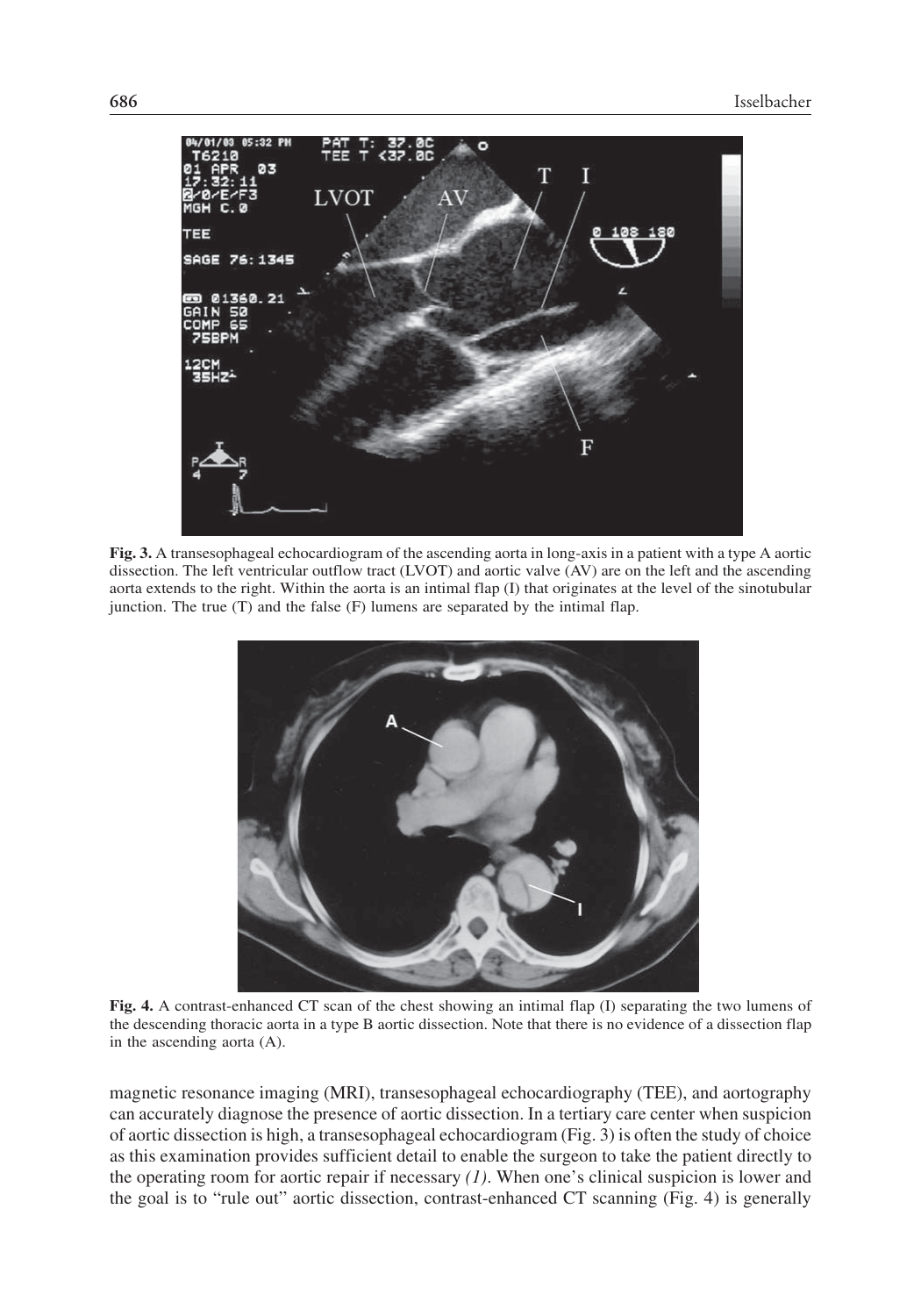**Fig. 3.** A transesophageal echocardiogram of the ascending aorta in long-axis in a patient with a type A aortic dissection. The left ventricular outflow tract (LVOT) and aortic valve (AV) are on the left and the ascending aorta extends to the right. Within the aorta is an intimal flap (I) that originates at the level of the sinotubular junction. The true (T) and the false (F) lumens are separated by the intimal flap.

**Fig. 4.** A contrast-enhanced CT scan of the chest showing an intimal flap (I) separating the two lumens of the descending thoracic aorta in a type B aortic dissection. Note that there is no evidence of a dissection flap in the ascending aorta (A).

magnetic resonance imaging (MRI), transesophageal echocardiography (TEE), and aortography can accurately diagnose the presence of aortic dissection. In a tertiary care center when suspicion of aortic dissection is high, a transesophageal echocardiogram (Fig. 3) is often the study of choice as this examination provides sufficient detail to enable the surgeon to take the patient directly to the operating room for aortic repair if necessary *(1)*. When one's clinical suspicion is lower and the goal is to "rule out" aortic dissection, contrast-enhanced CT scanning (Fig. 4) is generally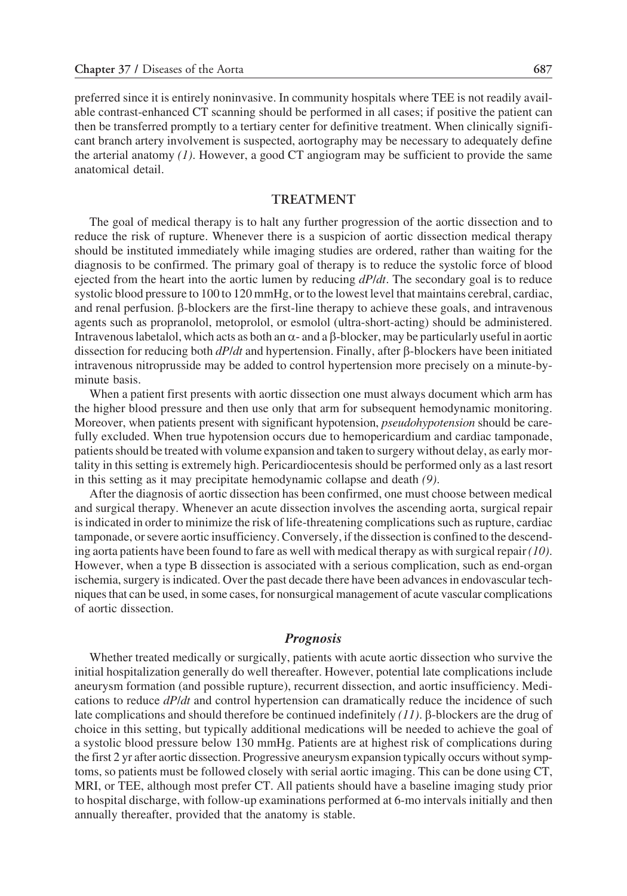preferred since it is entirely noninvasive. In community hospitals where TEE is not readily available contrast-enhanced CT scanning should be performed in all cases; if positive the patient can then be transferred promptly to a tertiary center for definitive treatment. When clinically significant branch artery involvement is suspected, aortography may be necessary to adequately define the arterial anatomy *(1)*. However, a good CT angiogram may be sufficient to provide the same anatomical detail.

## TREATMENT

The goal of medical therapy is to halt any further progression of the aortic dissection and to reduce the risk of rupture. Whenever there is a suspicion of aortic dissection medical therapy should be instituted immediately while imaging studies are ordered, rather than waiting for the diagnosis to be confirmed. The primary goal of therapy is to reduce the systolic force of blood ejected from the heart into the aortic lumen by reducing *dP/dt*. The secondary goal is to reduce systolic blood pressure to 100 to 120 mmHg, or to the lowest level that maintains cerebral, cardiac, and renal perfusion. β-blockers are the first-line therapy to achieve these goals, and intravenous agents such as propranolol, metoprolol, or esmolol (ultra-short-acting) should be administered. Intravenous labetalol, which acts as both an α- and a β-blocker, may be particularly useful in aortic dissection for reducing both *dP/dt* and hypertension. Finally, after β-blockers have been initiated intravenous nitroprusside may be added to control hypertension more precisely on a minute-by-minute basis.

When a patient first presents with aortic dissection one must always document which arm has the higher blood pressure and then use only that arm for subsequent hemodynamic monitoring. Moreover, when patients present with significant hypotension, *pseudohypotension* should be carefully excluded. When true hypotension occurs due to hemopericardium and cardiac tamponade, patients should be treated with volume expansion and taken to surgery without delay, as early mortality in this setting is extremely high. Pericardiocentesis should be performed only as a last resort in this setting as it may precipitate hemodynamic collapse and death *(9)*.

After the diagnosis of aortic dissection has been confirmed, one must choose between medical and surgical therapy. Whenever an acute dissection involves the ascending aorta, surgical repair is indicated in order to minimize the risk of life-threatening complications such as rupture, cardiac tamponade, or severe aortic insufficiency. Conversely, if the dissection is confined to the descending aorta patients have been found to fare as well with medical therapy as with surgical repair *(10)*. However, when a type B dissection is associated with a serious complication, such as end-organ ischemia, surgery is indicated. Over the past decade there have been advances in endovascular techniques that can be used, in some cases, for nonsurgical management of acute vascular complications of aortic dissection.

### *Prognosis*

Whether treated medically or surgically, patients with acute aortic dissection who survive the initial hospitalization generally do well thereafter. However, potential late complications include aneurysm formation (and possible rupture), recurrent dissection, and aortic insufficiency. Medications to reduce *dP/dt* and control hypertension can dramatically reduce the incidence of such late complications and should therefore be continued indefinitely *(11)*. β-blockers are the drug of choice in this setting, but typically additional medications will be needed to achieve the goal of a systolic blood pressure below 130 mmHg. Patients are at highest risk of complications during the first 2 yr after aortic dissection. Progressive aneurysm expansion typically occurs without symptoms, so patients must be followed closely with serial aortic imaging. This can be done using CT, MRI, or TEE, although most prefer CT. All patients should have a baseline imaging study prior to hospital discharge, with follow-up examinations performed at 6-mo intervals initially and then annually thereafter, provided that the anatomy is stable.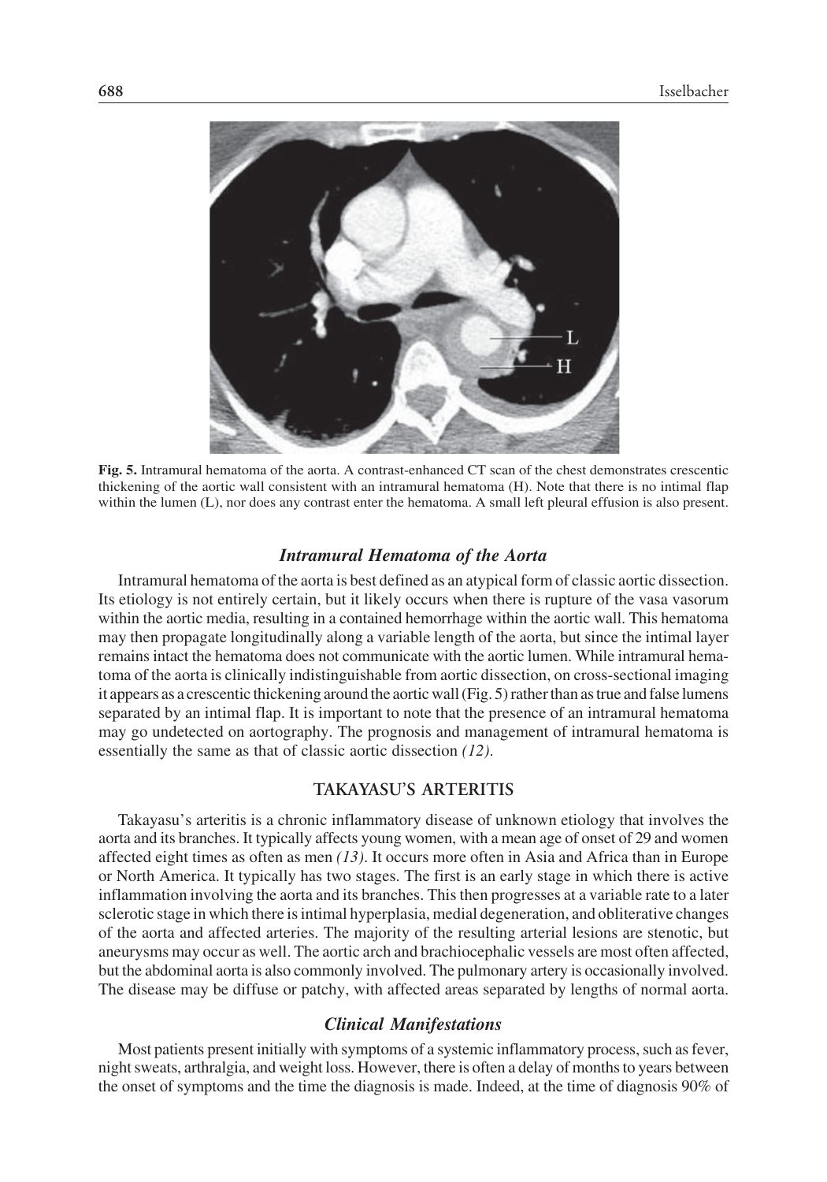**Fig. 5.** Intramural hematoma of the aorta. A contrast-enhanced CT scan of the chest demonstrates crescentic thickening of the aortic wall consistent with an intramural hematoma (H). Note that there is no intimal flap within the lumen (L), nor does any contrast enter the hematoma. A small left pleural effusion is also present.

### *Intramural Hematoma of the Aorta*

Intramural hematoma of the aorta is best defined as an atypical form of classic aortic dissection. Its etiology is not entirely certain, but it likely occurs when there is rupture of the vasa vasorum within the aortic media, resulting in a contained hemorrhage within the aortic wall. This hematoma may then propagate longitudinally along a variable length of the aorta, but since the intimal layer remains intact the hematoma does not communicate with the aortic lumen. While intramural hematoma of the aorta is clinically indistinguishable from aortic dissection, on cross-sectional imaging it appears as a crescentic thickening around the aortic wall (Fig. 5) rather than as true and false lumens separated by an intimal flap. It is important to note that the presence of an intramural hematoma may go undetected on aortography. The prognosis and management of intramural hematoma is essentially the same as that of classic aortic dissection *(12)*.

## TAKAYASU'S ARTERITIS

Takayasu's arteritis is a chronic inflammatory disease of unknown etiology that involves the aorta and its branches. It typically affects young women, with a mean age of onset of 29 and women affected eight times as often as men *(13)*. It occurs more often in Asia and Africa than in Europe or North America. It typically has two stages. The first is an early stage in which there is active inflammation involving the aorta and its branches. This then progresses at a variable rate to a later sclerotic stage in which there is intimal hyperplasia, medial degeneration, and obliterative changes of the aorta and affected arteries. The majority of the resulting arterial lesions are stenotic, but aneurysms may occur as well. The aortic arch and brachiocephalic vessels are most often affected, but the abdominal aorta is also commonly involved. The pulmonary artery is occasionally involved. The disease may be diffuse or patchy, with affected areas separated by lengths of normal aorta.

### *Clinical Manifestations*

Most patients present initially with symptoms of a systemic inflammatory process, such as fever, night sweats, arthralgia, and weight loss. However, there is often a delay of months to years between the onset of symptoms and the time the diagnosis is made. Indeed, at the time of diagnosis 90% of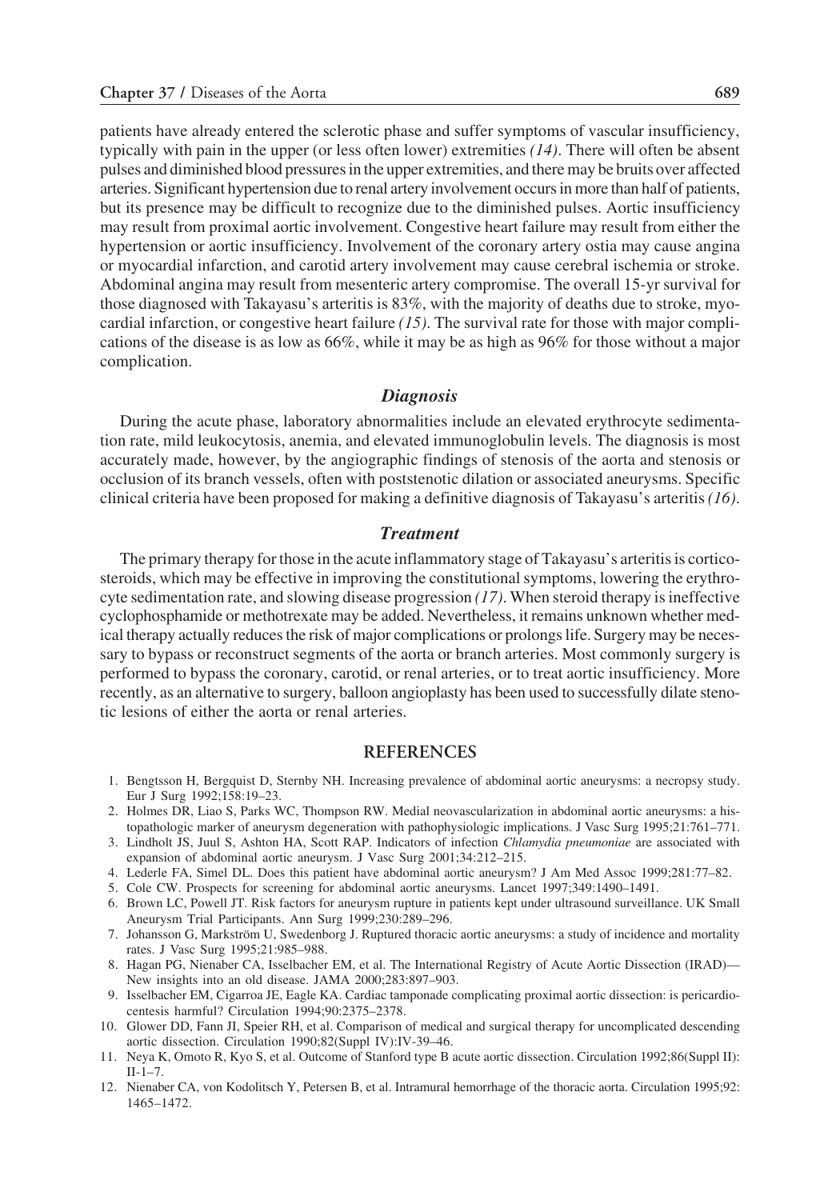patients have already entered the sclerotic phase and suffer symptoms of vascular insufficiency, typically with pain in the upper (or less often lower) extremities *(14)*. There will often be absent pulses and diminished blood pressures in the upper extremities, and there may be bruits over affected arteries. Significant hypertension due to renal artery involvement occurs in more than half of patients, but its presence may be difficult to recognize due to the diminished pulses. Aortic insufficiency may result from proximal aortic involvement. Congestive heart failure may result from either the hypertension or aortic insufficiency. Involvement of the coronary artery ostia may cause angina or myocardial infarction, and carotid artery involvement may cause cerebral ischemia or stroke. Abdominal angina may result from mesenteric artery compromise. The overall 15-yr survival for those diagnosed with Takayasu's arteritis is 83%, with the majority of deaths due to stroke, myocardial infarction, or congestive heart failure *(15)*. The survival rate for those with major complications of the disease is as low as 66%, while it may be as high as 96% for those without a major complication.

### *Diagnosis*

During the acute phase, laboratory abnormalities include an elevated erythrocyte sedimentation rate, mild leukocytosis, anemia, and elevated immunoglobulin levels. The diagnosis is most accurately made, however, by the angiographic findings of stenosis of the aorta and stenosis or occlusion of its branch vessels, often with poststenotic dilation or associated aneurysms. Specific clinical criteria have been proposed for making a definitive diagnosis of Takayasu's arteritis *(16)*.

### *Treatment*

The primary therapy for those in the acute inflammatory stage of Takayasu's arteritis is corticosteroids, which may be effective in improving the constitutional symptoms, lowering the erythrocyte sedimentation rate, and slowing disease progression *(17)*. When steroid therapy is ineffective cyclophosphamide or methotrexate may be added. Nevertheless, it remains unknown whether medical therapy actually reduces the risk of major complications or prolongs life. Surgery may be necessary to bypass or reconstruct segments of the aorta or branch arteries. Most commonly surgery is performed to bypass the coronary, carotid, or renal arteries, or to treat aortic insufficiency. More recently, as an alternative to surgery, balloon angioplasty has been used to successfully dilate stenotic lesions of either the aorta or renal arteries.

## REFERENCES

1. Bengtsson H, Bergquist D, Sternby NH. Increasing prevalence of abdominal aortic aneurysms: a necropsy study. Eur J Surg 1992;158:19–23.
2. Holmes DR, Liao S, Parks WC, Thompson RW. Medial neovascularization in abdominal aortic aneurysms: a histopathologic marker of aneurysm degeneration with pathophysiologic implications. J Vasc Surg 1995;21:761–771.
3. Lindholt JS, Juul S, Ashton HA, Scott RAP. Indicators of infection *Chlamydia pneumoniae* are associated with expansion of abdominal aortic aneurysm. J Vasc Surg 2001;34:212–215.
4. Lederle FA, Simel DL. Does this patient have abdominal aortic aneurysm? J Am Med Assoc 1999;281:77–82.
5. Cole CW. Prospects for screening for abdominal aortic aneurysms. Lancet 1997;349:1490–1491.
6. Brown LC, Powell JT. Risk factors for aneurysm rupture in patients kept under ultrasound surveillance. UK Small Aneurysm Trial Participants. Ann Surg 1999;230:289–296.
7. Johansson G, Markström U, Swedenborg J. Ruptured thoracic aortic aneurysms: a study of incidence and mortality rates. J Vasc Surg 1995;21:985–988.
8. Hagan PG, Nienaber CA, Isselbacher EM, et al. The International Registry of Acute Aortic Dissection (IRAD)—New insights into an old disease. JAMA 2000;283:897–903.
9. Isselbacher EM, Cigarroa JE, Eagle KA. Cardiac tamponade complicating proximal aortic dissection: is pericardiocentesis harmful? Circulation 1994;90:2375–2378.
10. Glower DD, Fann JI, Speier RH, et al. Comparison of medical and surgical therapy for uncomplicated descending aortic dissection. Circulation 1990;82(Suppl IV):IV-39–46.
11. Neya K, Omoto R, Kyo S, et al. Outcome of Stanford type B acute aortic dissection. Circulation 1992;86(Suppl II): II-1–7.
12. Nienaber CA, von Kodolitsch Y, Petersen B, et al. Intramural hemorrhage of the thoracic aorta. Circulation 1995;92: 1465–1472.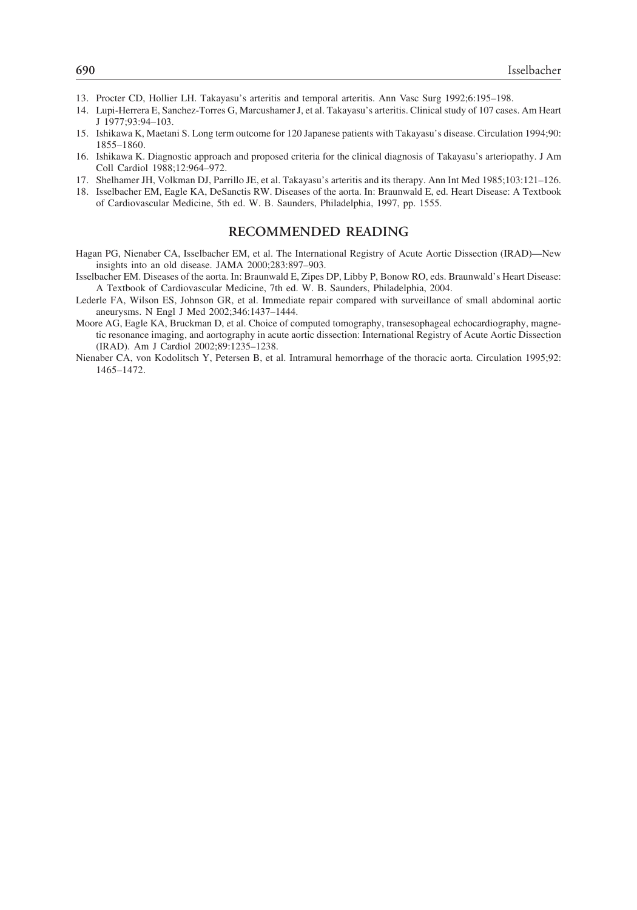13. Procter CD, Hollier LH. Takayasu's arteritis and temporal arteritis. Ann Vasc Surg 1992;6:195–198.
14. Lupi-Herrera E, Sanchez-Torres G, Marcushamer J, et al. Takayasu's arteritis. Clinical study of 107 cases. Am Heart J 1977;93:94–103.
15. Ishikawa K, Maetani S. Long term outcome for 120 Japanese patients with Takayasu's disease. Circulation 1994;90: 1855–1860.
16. Ishikawa K. Diagnostic approach and proposed criteria for the clinical diagnosis of Takayasu's arteriopathy. J Am Coll Cardiol 1988;12:964–972.
17. Shelhamer JH, Volkman DJ, Parrillo JE, et al. Takayasu's arteritis and its therapy. Ann Int Med 1985;103:121–126.
18. Isselbacher EM, Eagle KA, DeSanctis RW. Diseases of the aorta. In: Braunwald E, ed. Heart Disease: A Textbook of Cardiovascular Medicine, 5th ed. W. B. Saunders, Philadelphia, 1997, pp. 1555.

## RECOMMENDED READING

Hagan PG, Nienaber CA, Isselbacher EM, et al. The International Registry of Acute Aortic Dissection (IRAD)—New insights into an old disease. JAMA 2000;283:897–903.

Isselbacher EM. Diseases of the aorta. In: Braunwald E, Zipes DP, Libby P, Bonow RO, eds. Braunwald's Heart Disease: A Textbook of Cardiovascular Medicine, 7th ed. W. B. Saunders, Philadelphia, 2004.

Lederle FA, Wilson ES, Johnson GR, et al. Immediate repair compared with surveillance of small abdominal aortic aneurysms. N Engl J Med 2002;346:1437–1444.

Moore AG, Eagle KA, Bruckman D, et al. Choice of computed tomography, transesophageal echocardiography, magnetic resonance imaging, and aortography in acute aortic dissection: International Registry of Acute Aortic Dissection (IRAD). Am J Cardiol 2002;89:1235–1238.

Nienaber CA, von Kodolitsch Y, Petersen B, et al. Intramural hemorrhage of the thoracic aorta. Circulation 1995;92: 1465–1472.